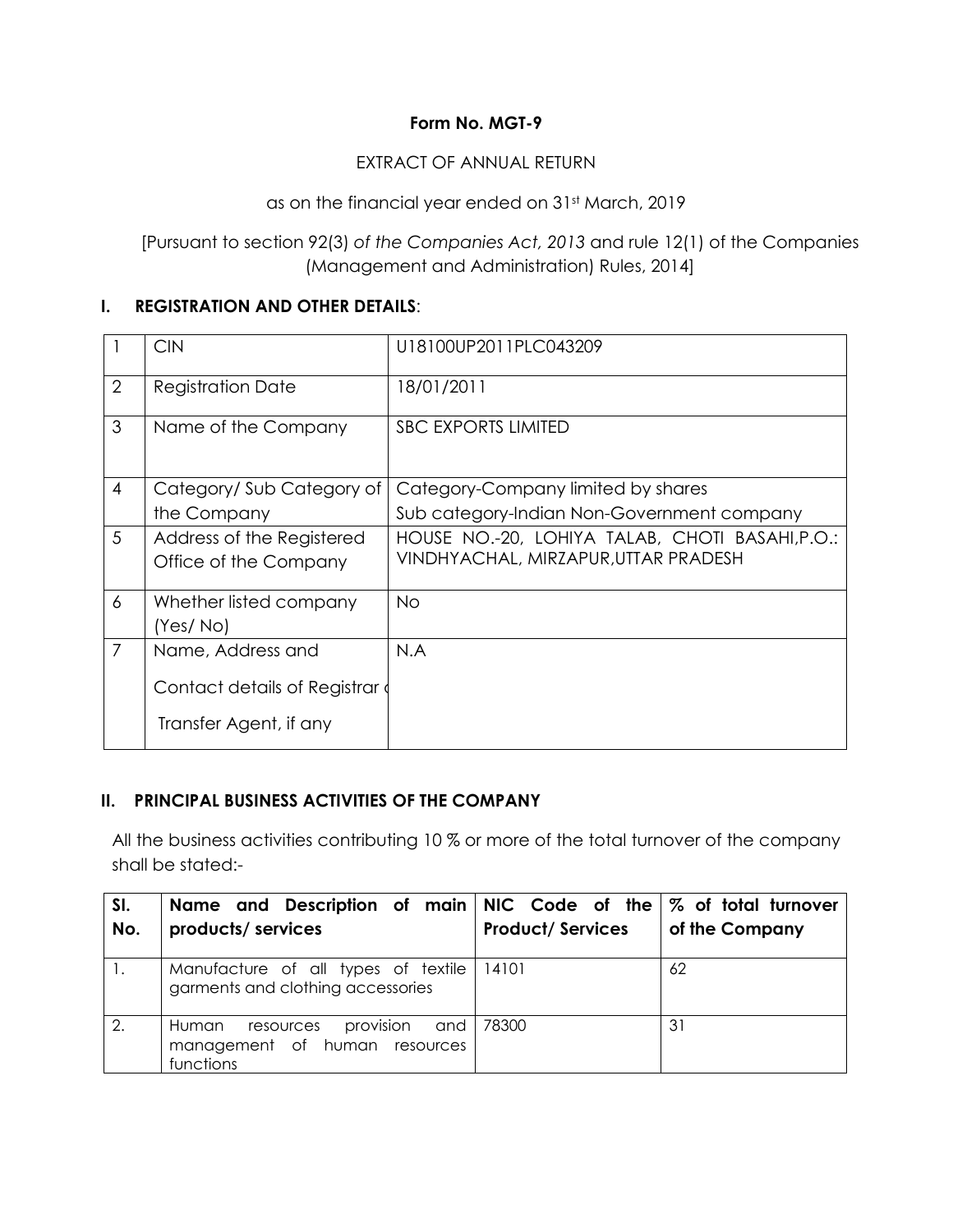**Form No. MGT-9**

EXTRACT OF ANNUAL RETURN

as on the financial year ended on 31st March, 2019

[Pursuant to section 92(3) *of the Companies Act, 2013* and rule 12(1) of the Companies (Management and Administration) Rules, 2014]

## I. REGISTRATION AND OTHER DETAILS:

| | | |
|---|---|---|
| 1 | CIN | U18100UP2011PLC043209 |
| 2 | Registration Date | 18/01/2011 |
| 3 | Name of the Company | SBC EXPORTS LIMITED |
| 4 | Category/ Sub Category of the Company | Category-Company limited by shares<br>Sub category-Indian Non-Government company |
| 5 | Address of the Registered Office of the Company | HOUSE NO.-20, LOHIYA TALAB, CHOTI BASAHI,P.O.: VINDHYACHAL, MIRZAPUR,UTTAR PRADESH |
| 6 | Whether listed company (Yes/ No) | No |
| 7 | Name, Address and Contact details of Registrar and Transfer Agent, if any | N.A |

## II. PRINCIPAL BUSINESS ACTIVITIES OF THE COMPANY

All the business activities contributing 10 % or more of the total turnover of the company shall be stated:-

| Sl. No. | Name and Description of main products/ services | NIC Code of the Product/ Services | % of total turnover of the Company |
|---|---|---|---|
| 1. | Manufacture of all types of textile garments and clothing accessories | 14101 | 62 |
| 2. | Human resources provision and management of human resources functions | 78300 | 31 |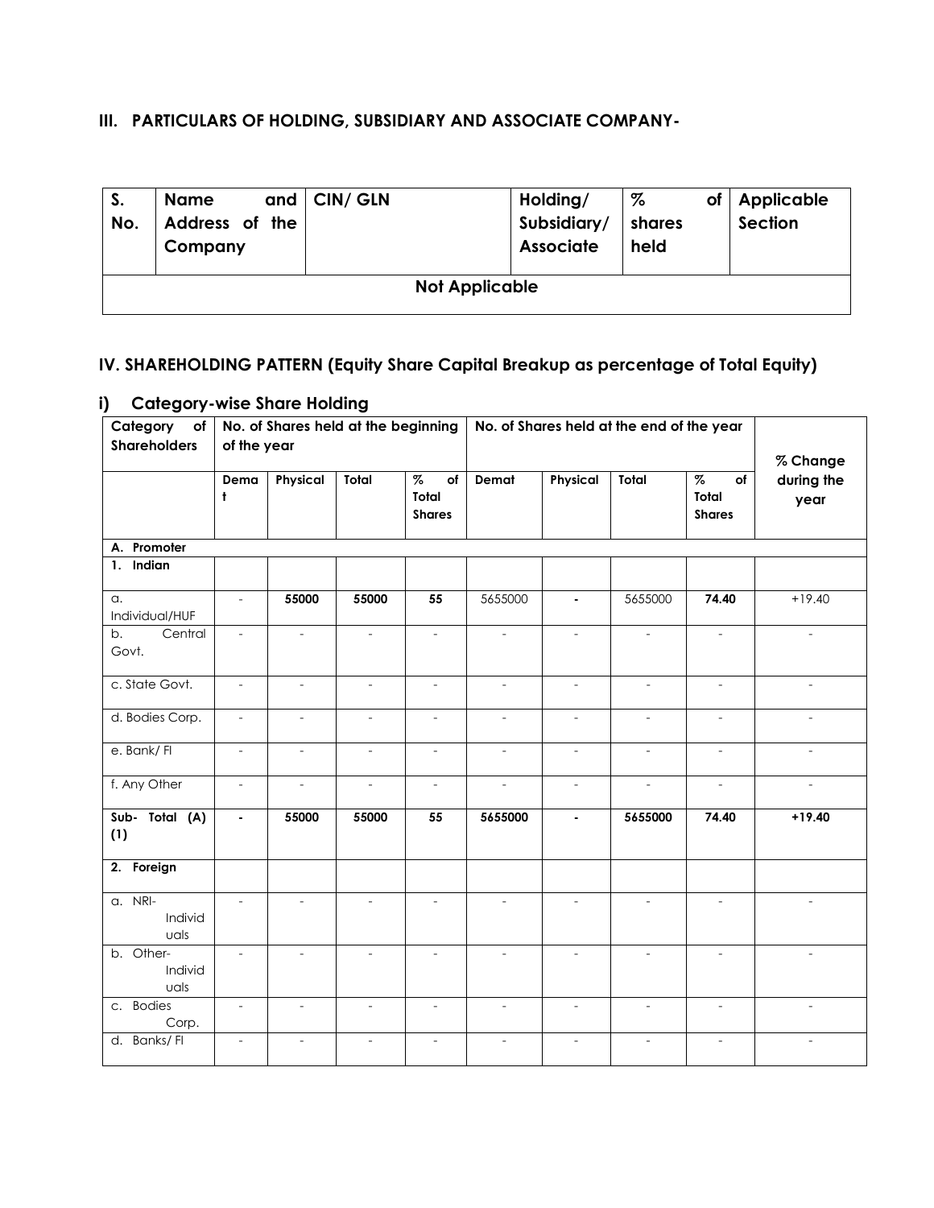## III. PARTICULARS OF HOLDING, SUBSIDIARY AND ASSOCIATE COMPANY-

| S. No. | Name and Address of the Company | CIN/ GLN | Holding/ Subsidiary/ Associate | % of shares held | Applicable Section |
|---|---|---|---|---|---|
| Not Applicable | | | | | |

## IV. SHAREHOLDING PATTERN (Equity Share Capital Breakup as percentage of Total Equity)

### i) Category-wise Share Holding

| Category of Shareholders | No. of Shares held at the beginning of the year | | | | No. of Shares held at the end of the year | | | | % Change during the year |
|---|---|---|---|---|---|---|---|---|---|
| | Demat | Physical | Total | % of Total Shares | Demat | Physical | Total | % of Total Shares | |
| **A. Promoter** | | | | | | | | | |
| **1. Indian** | | | | | | | | | |
| a. Individual/HUF | - | **55000** | **55000** | **55** | 5655000 | **-** | 5655000 | **74.40** | +19.40 |
| b. Central Govt. | - | - | - | - | - | - | - | - | - |
| c. State Govt. | - | - | - | - | - | - | - | - | - |
| d. Bodies Corp. | - | - | - | - | - | - | - | - | - |
| e. Bank/ FI | - | - | - | - | - | - | - | - | - |
| f. Any Other | - | - | - | - | - | - | - | - | - |
| **Sub- Total (A) (1)** | **-** | **55000** | **55000** | **55** | **5655000** | **-** | **5655000** | **74.40** | **+19.40** |
| **2. Foreign** | | | | | | | | | |
| a. NRI-Individuals | - | - | - | - | - | - | - | - | - |
| b. Other-Individuals | - | - | - | - | - | - | - | - | - |
| c. Bodies Corp. | - | - | - | - | - | - | - | - | - |
| d. Banks/ FI | - | - | - | - | - | - | - | - | - |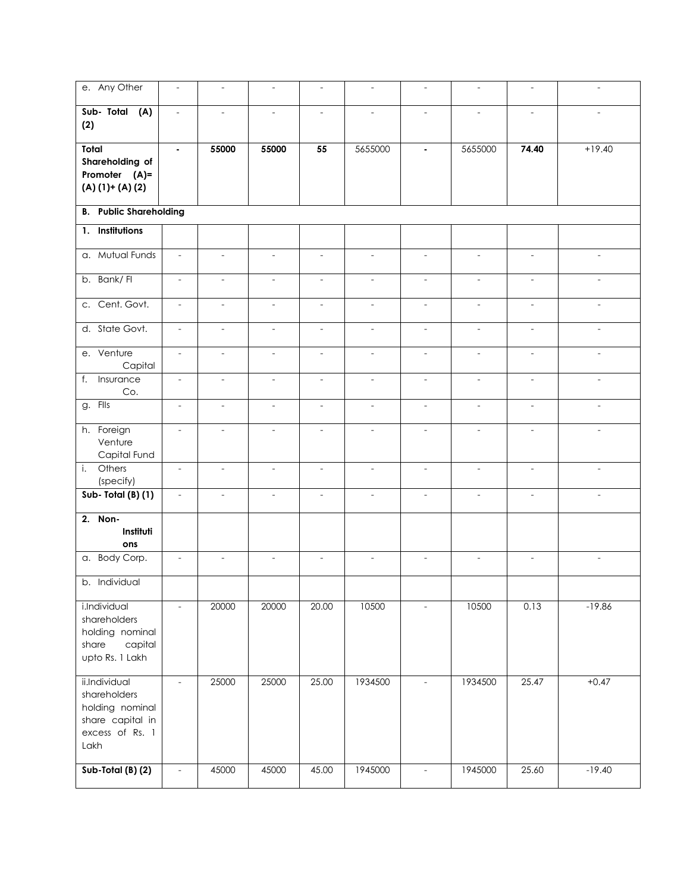| e. Any Other | - | - | - | - | - | - | - | - | - |
|---|---|---|---|---|---|---|---|---|---|
| **Sub- Total (A) (2)** | - | - | - | - | - | - | - | - | - |
| **Total Shareholding of Promoter (A)= (A) (1)+ (A) (2)** | **-** | **55000** | **55000** | **55** | 5655000 | **-** | 5655000 | **74.40** | +19.40 |
| **B. Public Shareholding** | | | | | | | | | |
| **1. Institutions** | | | | | | | | | |
| a. Mutual Funds | - | - | - | - | - | - | - | - | - |
| b. Bank/ FI | - | - | - | - | - | - | - | - | - |
| c. Cent. Govt. | - | - | - | - | - | - | - | - | - |
| d. State Govt. | - | - | - | - | - | - | - | - | - |
| e. Venture Capital | - | - | - | - | - | - | - | - | - |
| f. Insurance Co. | - | - | - | - | - | - | - | - | - |
| g. FIIs | - | - | - | - | - | - | - | - | - |
| h. Foreign Venture Capital Fund | - | - | - | - | - | - | - | - | - |
| i. Others (specify) | - | - | - | - | - | - | - | - | - |
| **Sub- Total (B) (1)** | - | - | - | - | - | - | - | - | - |
| **2. Non-Institutions** | | | | | | | | | |
| a. Body Corp. | - | - | - | - | - | - | - | - | - |
| b. Individual | | | | | | | | | |
| i.Individual shareholders holding nominal share capital upto Rs. 1 Lakh | - | 20000 | 20000 | 20.00 | 10500 | - | 10500 | 0.13 | -19.86 |
| ii.Individual shareholders holding nominal share capital in excess of Rs. 1 Lakh | - | 25000 | 25000 | 25.00 | 1934500 | - | 1934500 | 25.47 | +0.47 |
| **Sub-Total (B) (2)** | - | 45000 | 45000 | 45.00 | 1945000 | - | 1945000 | 25.60 | -19.40 |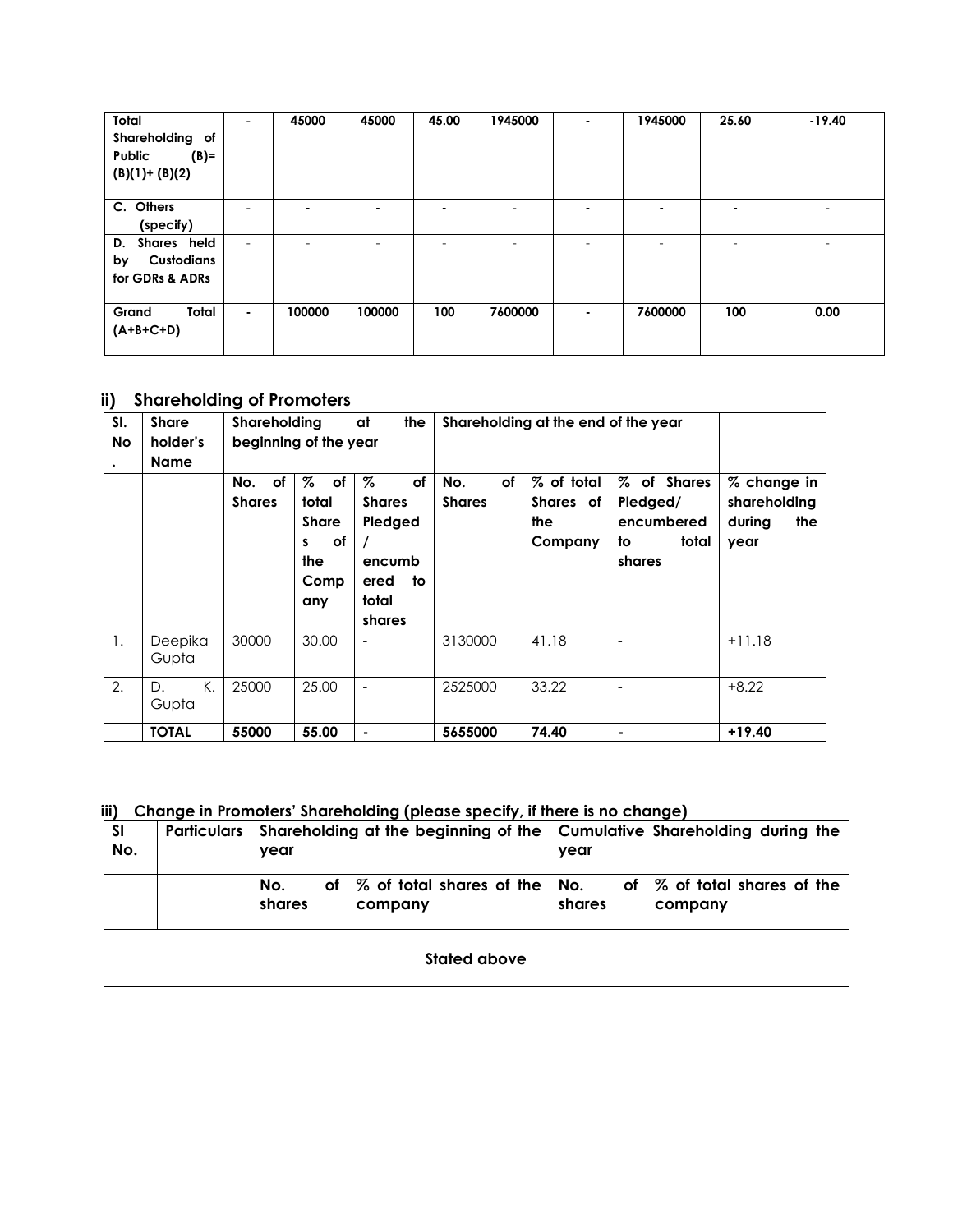| Total Shareholding of Public (B)= (B)(1)+ (B)(2) | - | 45000 | 45000 | 45.00 | 1945000 | - | 1945000 | 25.60 | -19.40 |
|---|---|---|---|---|---|---|---|---|---|
| C. Others (specify) | - | - | - | - | - | - | - | - | - |
| D. Shares held by Custodians for GDRs & ADRs | - | - | - | - | - | - | - | - | - |
| Grand Total (A+B+C+D) | - | 100000 | 100000 | 100 | 7600000 | - | 7600000 | 100 | 0.00 |

## ii) Shareholding of Promoters

| Sl. No. | Share holder's Name | Shareholding at the beginning of the year | | | Shareholding at the end of the year | | | |
|---|---|---|---|---|---|---|---|---|
| | | No. of Shares | % of total Shares of the Company | % of Shares Pledged / encumbered to total shares | No. of Shares | % of total Shares of the Company | % of Shares Pledged/ encumbered to total shares | % change in shareholding during the year |
| 1. | Deepika Gupta | 30000 | 30.00 | - | 3130000 | 41.18 | - | +11.18 |
| 2. | D. K. Gupta | 25000 | 25.00 | - | 2525000 | 33.22 | - | +8.22 |
| | **TOTAL** | **55000** | **55.00** | **-** | **5655000** | **74.40** | **-** | **+19.40** |

## iii) Change in Promoters' Shareholding (please specify, if there is no change)

| Sl No. | Particulars | Shareholding at the beginning of the year | | Cumulative Shareholding during the year | |
|---|---|---|---|---|---|
| | | No. of shares | % of total shares of the company | No. of shares | % of total shares of the company |
| **Stated above** | | | | | |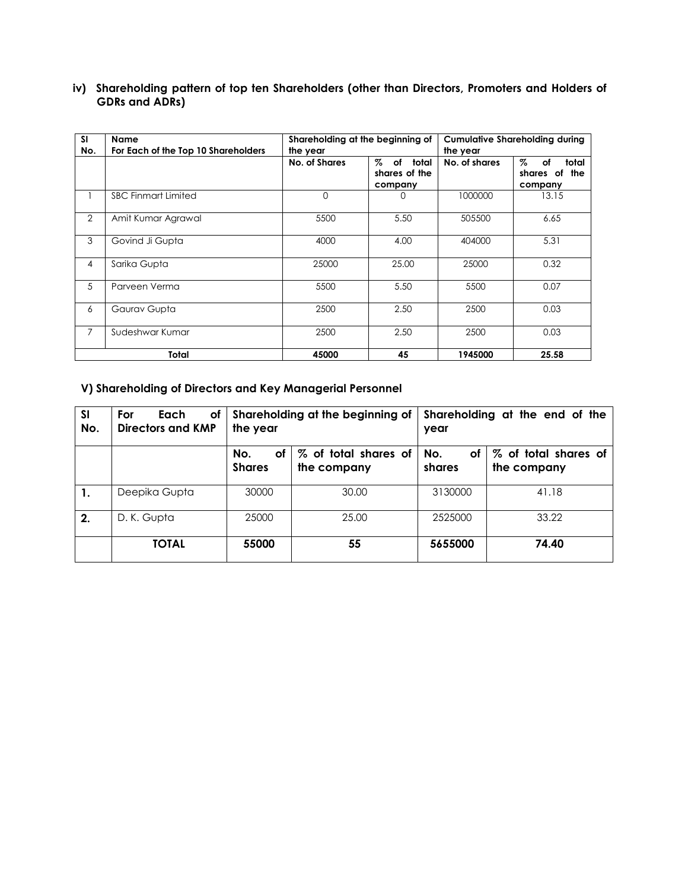### iv) Shareholding pattern of top ten Shareholders (other than Directors, Promoters and Holders of GDRs and ADRs)

| Sl No. | Name For Each of the Top 10 Shareholders | Shareholding at the beginning of the year | | Cumulative Shareholding during the year | |
|---|---|---|---|---|---|
| | | No. of Shares | % of total shares of the company | No. of shares | % of total shares of the company |
| 1 | SBC Finmart Limited | 0 | 0 | 1000000 | 13.15 |
| 2 | Amit Kumar Agrawal | 5500 | 5.50 | 505500 | 6.65 |
| 3 | Govind Ji Gupta | 4000 | 4.00 | 404000 | 5.31 |
| 4 | Sarika Gupta | 25000 | 25.00 | 25000 | 0.32 |
| 5 | Parveen Verma | 5500 | 5.50 | 5500 | 0.07 |
| 6 | Gaurav Gupta | 2500 | 2.50 | 2500 | 0.03 |
| 7 | Sudeshwar Kumar | 2500 | 2.50 | 2500 | 0.03 |
| **Total** | | **45000** | **45** | **1945000** | **25.58** |

### V) Shareholding of Directors and Key Managerial Personnel

| Sl No. | For Each of Directors and KMP | Shareholding at the beginning of the year | | Shareholding at the end of the year | |
|---|---|---|---|---|---|
| | | No. of Shares | % of total shares of the company | No. of shares | % of total shares of the company |
| **1.** | Deepika Gupta | 30000 | 30.00 | 3130000 | 41.18 |
| **2.** | D. K. Gupta | 25000 | 25.00 | 2525000 | 33.22 |
| | **TOTAL** | **55000** | **55** | **5655000** | **74.40** |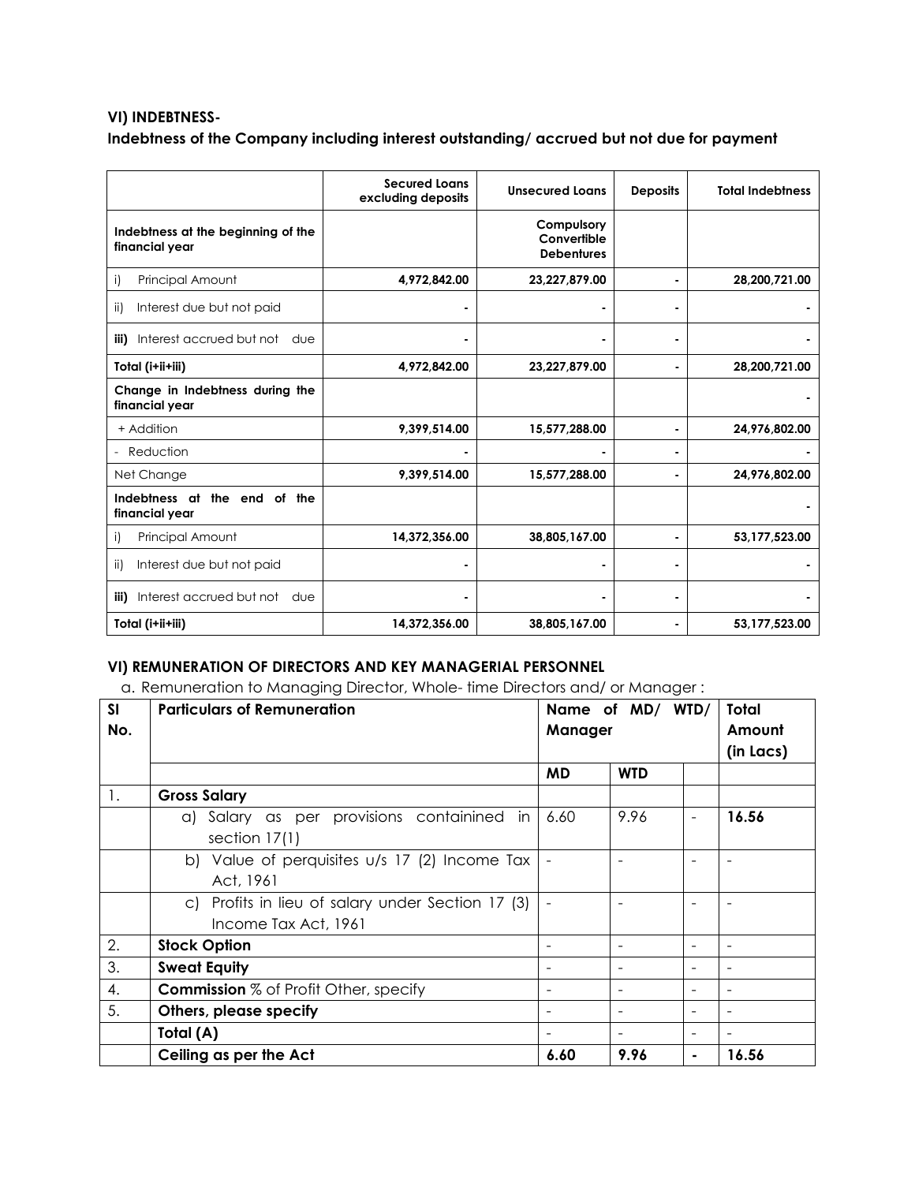### VI) INDEBTNESS-

### Indebtness of the Company including interest outstanding/ accrued but not due for payment

| | Secured Loans excluding deposits | Unsecured Loans | Deposits | Total Indebtness |
|---|---|---|---|---|
| **Indebtness at the beginning of the financial year** | | **Compulsory Convertible Debentures** | | |
| i) Principal Amount | **4,972,842.00** | **23,227,879.00** | **-** | **28,200,721.00** |
| ii) Interest due but not paid | **-** | **-** | **-** | **-** |
| **iii)** Interest accrued but not due | **-** | **-** | **-** | **-** |
| **Total (i+ii+iii)** | **4,972,842.00** | **23,227,879.00** | **-** | **28,200,721.00** |
| **Change in Indebtness during the financial year** | | | | **-** |
| + Addition | **9,399,514.00** | **15,577,288.00** | **-** | **24,976,802.00** |
| - Reduction | **-** | **-** | **-** | **-** |
| Net Change | **9,399,514.00** | **15,577,288.00** | **-** | **24,976,802.00** |
| **Indebtness at the end of the financial year** | | | | **-** |
| i) Principal Amount | **14,372,356.00** | **38,805,167.00** | **-** | **53,177,523.00** |
| ii) Interest due but not paid | **-** | **-** | **-** | **-** |
| **iii)** Interest accrued but not due | **-** | **-** | **-** | **-** |
| **Total (i+ii+iii)** | **14,372,356.00** | **38,805,167.00** | **-** | **53,177,523.00** |

### VI) REMUNERATION OF DIRECTORS AND KEY MANAGERIAL PERSONNEL

a. Remuneration to Managing Director, Whole- time Directors and/ or Manager :

| Sl No. | Particulars of Remuneration | Name of MD/ WTD/ Manager | | | Total Amount (in Lacs) |
|---|---|---|---|---|---|
| | | **MD** | **WTD** | | |
| 1. | **Gross Salary** | | | | |
| | a) Salary as per provisions containined in section 17(1) | 6.60 | 9.96 | - | **16.56** |
| | b) Value of perquisites u/s 17 (2) Income Tax Act, 1961 | - | - | - | - |
| | c) Profits in lieu of salary under Section 17 (3) Income Tax Act, 1961 | - | - | - | - |
| 2. | **Stock Option** | - | - | - | - |
| 3. | **Sweat Equity** | - | - | - | - |
| 4. | **Commission** % of Profit Other, specify | - | - | - | - |
| 5. | **Others, please specify** | - | - | - | - |
| | **Total (A)** | - | - | - | - |
| | **Ceiling as per the Act** | **6.60** | **9.96** | **-** | **16.56** |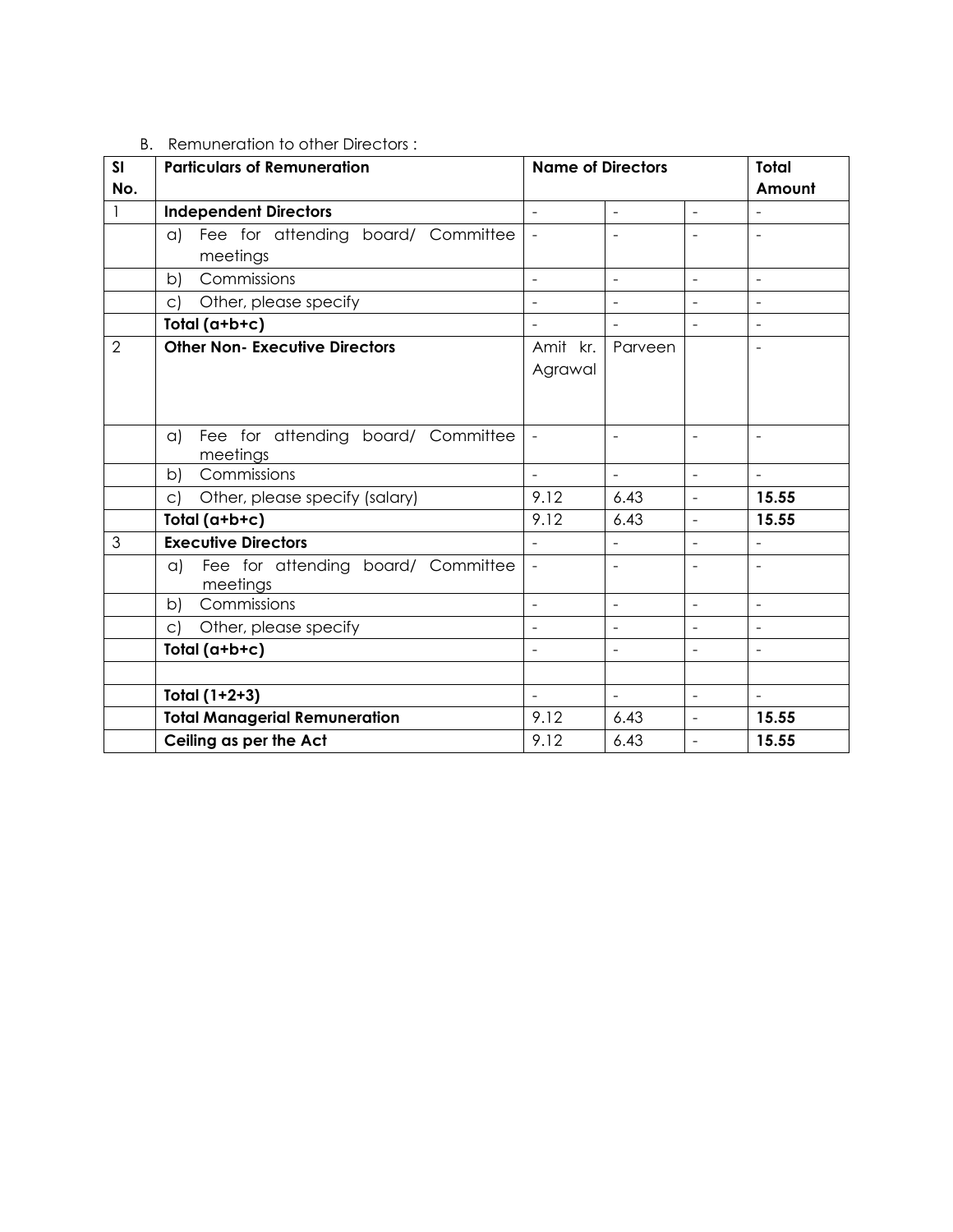B. Remuneration to other Directors :

| SI No. | Particulars of Remuneration | Name of Directors | | | Total Amount |
|---|---|---|---|---|---|
| 1 | **Independent Directors** | - | - | - | - |
| | a) Fee for attending board/ Committee meetings | - | - | - | - |
| | b) Commissions | - | - | - | - |
| | c) Other, please specify | - | - | - | - |
| | **Total (a+b+c)** | - | - | - | - |
| 2 | **Other Non- Executive Directors** | Amit kr. Agrawal | Parveen | | - |
| | a) Fee for attending board/ Committee meetings | - | - | - | - |
| | b) Commissions | - | - | - | - |
| | c) Other, please specify (salary) | 9.12 | 6.43 | - | **15.55** |
| | **Total (a+b+c)** | 9.12 | 6.43 | - | **15.55** |
| 3 | **Executive Directors** | - | - | - | - |
| | a) Fee for attending board/ Committee meetings | - | - | - | - |
| | b) Commissions | - | - | - | - |
| | c) Other, please specify | - | - | - | - |
| | **Total (a+b+c)** | - | - | - | - |
| | | | | | |
| | **Total (1+2+3)** | - | - | - | - |
| | **Total Managerial Remuneration** | 9.12 | 6.43 | - | **15.55** |
| | **Ceiling as per the Act** | 9.12 | 6.43 | - | **15.55** |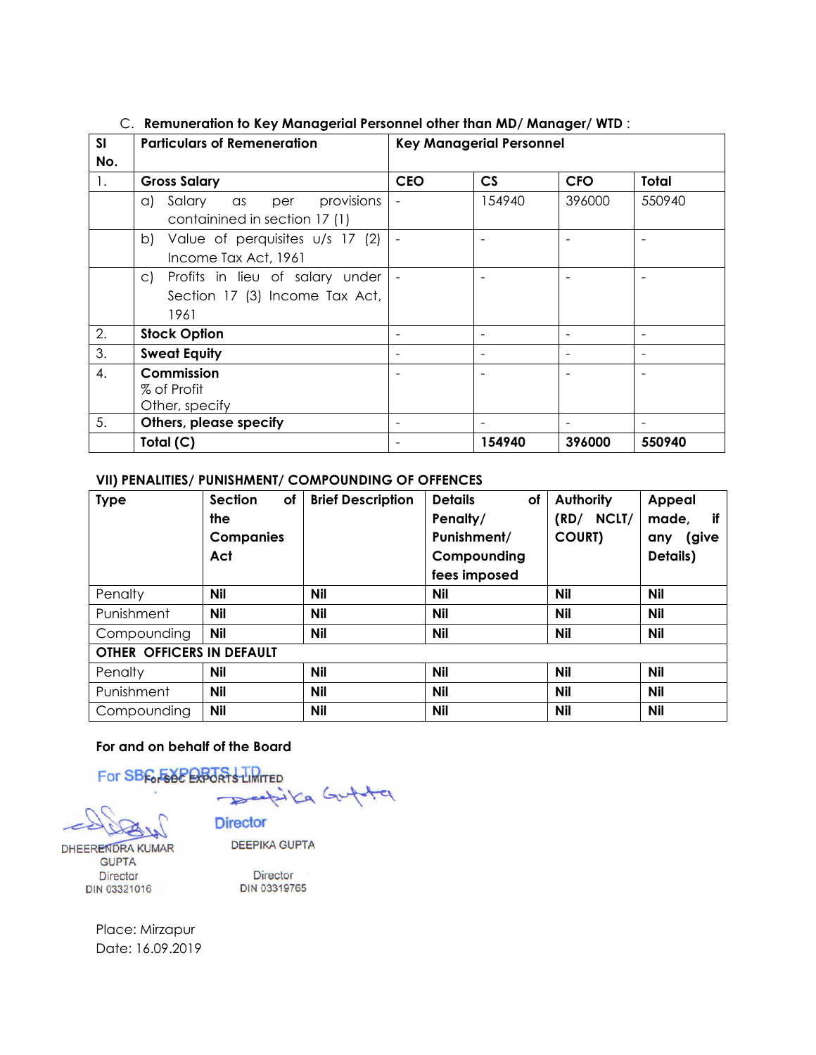C. **Remuneration to Key Managerial Personnel other than MD/ Manager/ WTD** :

| Sl No. | Particulars of Remeneration | Key Managerial Personnel | | | |
|---|---|---|---|---|---|
| 1. | **Gross Salary** | **CEO** | **CS** | **CFO** | **Total** |
| | a) Salary as per provisions containined in section 17 (1) | - | 154940 | 396000 | 550940 |
| | b) Value of perquisites u/s 17 (2) Income Tax Act, 1961 | - | - | - | - |
| | c) Profits in lieu of salary under Section 17 (3) Income Tax Act, 1961 | - | - | - | - |
| 2. | **Stock Option** | - | - | - | - |
| 3. | **Sweat Equity** | - | - | - | - |
| 4. | **Commission**<br>% of Profit<br>Other, specify | - | - | - | - |
| 5. | **Others, please specify** | - | - | - | - |
| | **Total (C)** | - | **154940** | **396000** | **550940** |

**VII) PENALITIES/ PUNISHMENT/ COMPOUNDING OF OFFENCES**

| Type | Section of the Companies Act | Brief Description | Details of Penalty/ Punishment/ Compounding fees imposed | Authority (RD/ NCLT/ COURT) | Appeal made, if any (give Details) |
|---|---|---|---|---|---|
| Penalty | **Nil** | **Nil** | **Nil** | **Nil** | **Nil** |
| Punishment | **Nil** | **Nil** | **Nil** | **Nil** | **Nil** |
| Compounding | **Nil** | **Nil** | **Nil** | **Nil** | **Nil** |
| **OTHER OFFICERS IN DEFAULT** | | | | | |
| Penalty | **Nil** | **Nil** | **Nil** | **Nil** | **Nil** |
| Punishment | **Nil** | **Nil** | **Nil** | **Nil** | **Nil** |
| Compounding | **Nil** | **Nil** | **Nil** | **Nil** | **Nil** |

**For and on behalf of the Board**

For SBC EXPORTS LTD
For SBC EXPORTS LIMITED

Director

DHEERENDRA KUMAR GUPTA
Director
DIN 03321016

DEEPIKA GUPTA
Director
DIN 03319765

Place: Mirzapur
Date: 16.09.2019